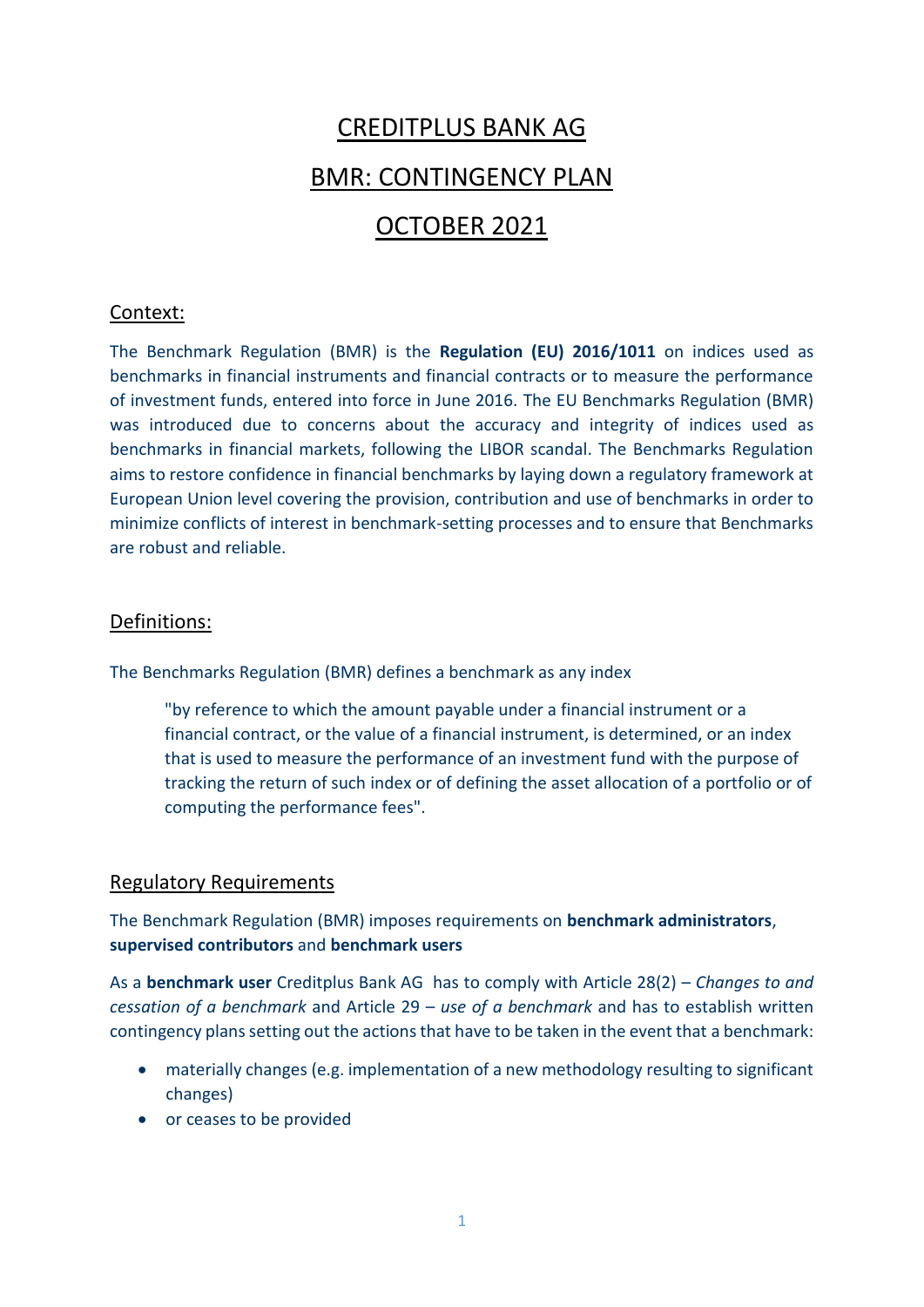# CREDITPLUS BANK AG

# BMR: CONTINGENCY PLAN

# OCTOBER 2021

## Context:

The Benchmark Regulation (BMR) is the **Regulation (EU) 2016/1011** on indices used as benchmarks in financial instruments and financial contracts or to measure the performance of investment funds, entered into force in June 2016. The EU Benchmarks Regulation (BMR) was introduced due to concerns about the accuracy and integrity of indices used as benchmarks in financial markets, following the LIBOR scandal. The Benchmarks Regulation aims to restore confidence in financial benchmarks by laying down a regulatory framework at European Union level covering the provision, contribution and use of benchmarks in order to minimize conflicts of interest in benchmark-setting processes and to ensure that Benchmarks are robust and reliable.

## Definitions:

The Benchmarks Regulation (BMR) defines a benchmark as any index

> "by reference to which the amount payable under a financial instrument or a financial contract, or the value of a financial instrument, is determined, or an index that is used to measure the performance of an investment fund with the purpose of tracking the return of such index or of defining the asset allocation of a portfolio or of computing the performance fees".

## Regulatory Requirements

The Benchmark Regulation (BMR) imposes requirements on **benchmark administrators**, **supervised contributors** and **benchmark users**

As a **benchmark user** Creditplus Bank AG has to comply with Article 28(2) – *Changes to and cessation of a benchmark* and Article 29 – *use of a benchmark* and has to establish written contingency plans setting out the actions that have to be taken in the event that a benchmark:

- materially changes (e.g. implementation of a new methodology resulting to significant changes)
- or ceases to be provided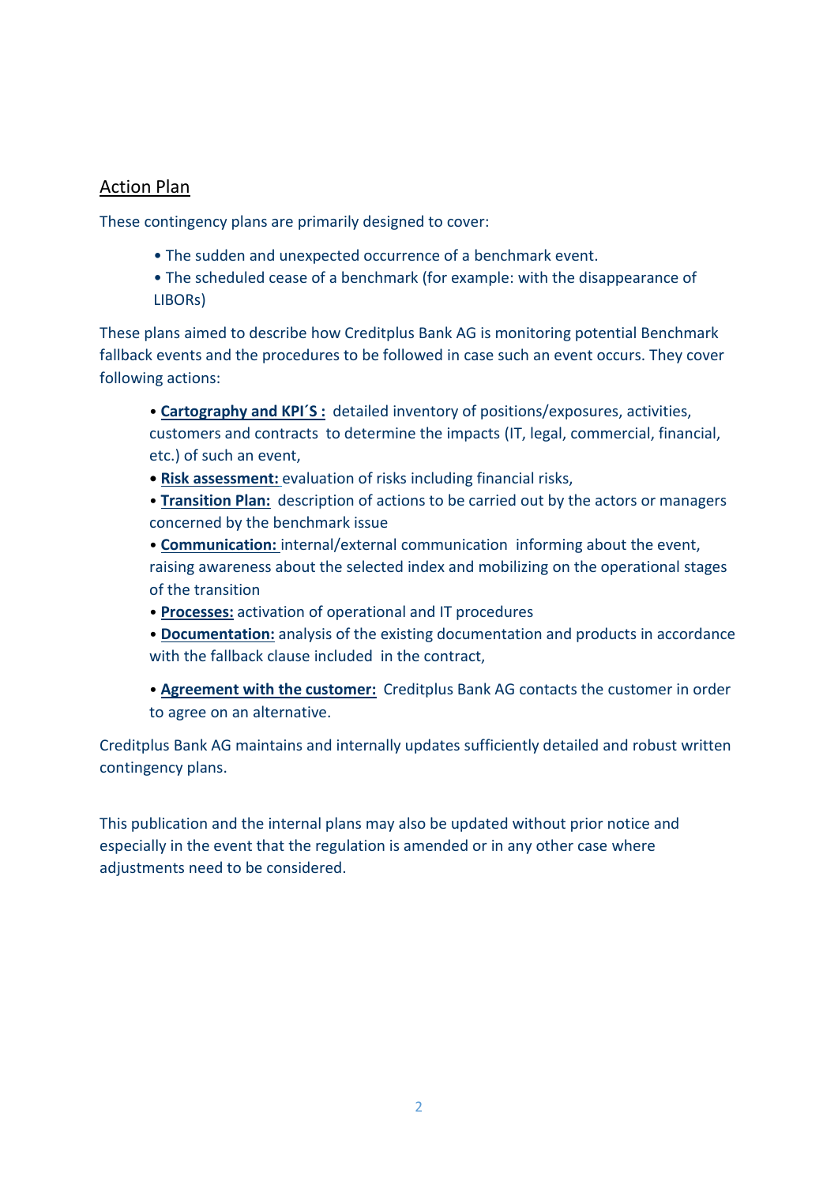## Action Plan

These contingency plans are primarily designed to cover:

- The sudden and unexpected occurrence of a benchmark event.
- The scheduled cease of a benchmark (for example: with the disappearance of LIBORs)

These plans aimed to describe how Creditplus Bank AG is monitoring potential Benchmark fallback events and the procedures to be followed in case such an event occurs. They cover following actions:

- **Cartography and KPI´S :** detailed inventory of positions/exposures, activities, customers and contracts to determine the impacts (IT, legal, commercial, financial, etc.) of such an event,
- **Risk assessment:** evaluation of risks including financial risks,
- **Transition Plan:** description of actions to be carried out by the actors or managers concerned by the benchmark issue
- **Communication:** internal/external communication informing about the event, raising awareness about the selected index and mobilizing on the operational stages of the transition
- **Processes:** activation of operational and IT procedures
- **Documentation:** analysis of the existing documentation and products in accordance with the fallback clause included in the contract,
- **Agreement with the customer:** Creditplus Bank AG contacts the customer in order to agree on an alternative.

Creditplus Bank AG maintains and internally updates sufficiently detailed and robust written contingency plans.

This publication and the internal plans may also be updated without prior notice and especially in the event that the regulation is amended or in any other case where adjustments need to be considered.